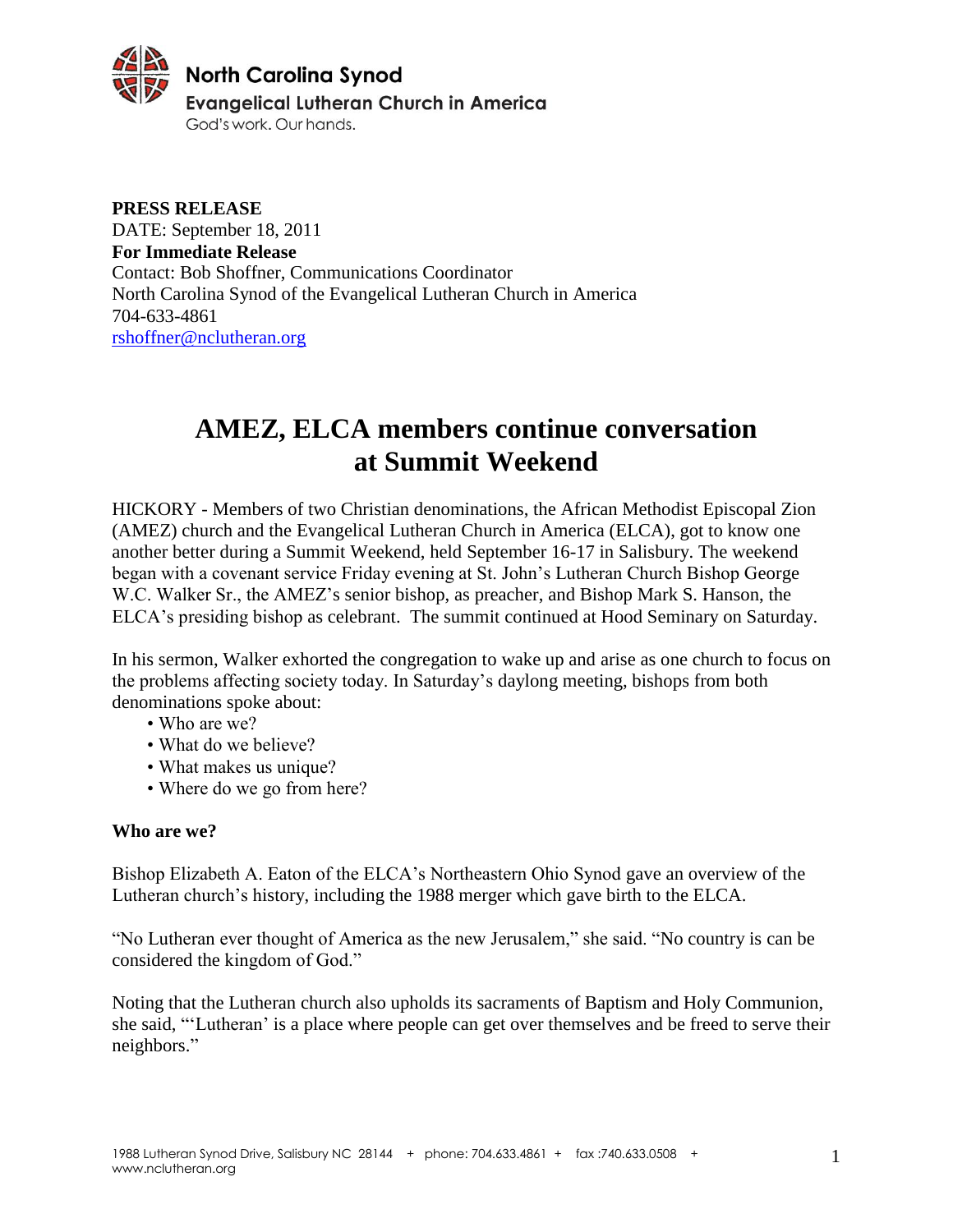**North Carolina Synod**
**Evangelical Lutheran Church in America**
God's work. Our hands.

**PRESS RELEASE**
DATE: September 18, 2011
**For Immediate Release**
Contact: Bob Shoffner, Communications Coordinator
North Carolina Synod of the Evangelical Lutheran Church in America
704-633-4861
rshoffner@nclutheran.org

# AMEZ, ELCA members continue conversation at Summit Weekend

HICKORY - Members of two Christian denominations, the African Methodist Episcopal Zion (AMEZ) church and the Evangelical Lutheran Church in America (ELCA), got to know one another better during a Summit Weekend, held September 16-17 in Salisbury. The weekend began with a covenant service Friday evening at St. John's Lutheran Church Bishop George W.C. Walker Sr., the AMEZ's senior bishop, as preacher, and Bishop Mark S. Hanson, the ELCA's presiding bishop as celebrant. The summit continued at Hood Seminary on Saturday.

In his sermon, Walker exhorted the congregation to wake up and arise as one church to focus on the problems affecting society today. In Saturday's daylong meeting, bishops from both denominations spoke about:

- Who are we?
- What do we believe?
- What makes us unique?
- Where do we go from here?

**Who are we?**

Bishop Elizabeth A. Eaton of the ELCA's Northeastern Ohio Synod gave an overview of the Lutheran church's history, including the 1988 merger which gave birth to the ELCA.

"No Lutheran ever thought of America as the new Jerusalem," she said. "No country is can be considered the kingdom of God."

Noting that the Lutheran church also upholds its sacraments of Baptism and Holy Communion, she said, "'Lutheran' is a place where people can get over themselves and be freed to serve their neighbors."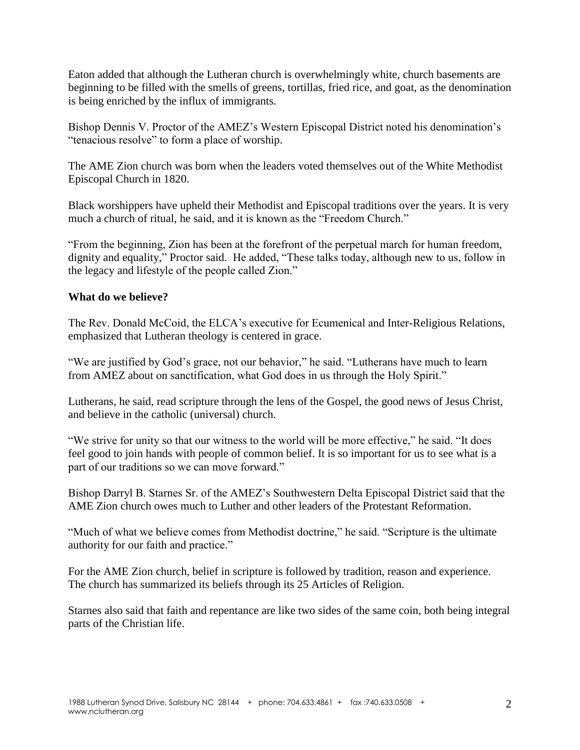Eaton added that although the Lutheran church is overwhelmingly white, church basements are beginning to be filled with the smells of greens, tortillas, fried rice, and goat, as the denomination is being enriched by the influx of immigrants.

Bishop Dennis V. Proctor of the AMEZ's Western Episcopal District noted his denomination's "tenacious resolve" to form a place of worship.

The AME Zion church was born when the leaders voted themselves out of the White Methodist Episcopal Church in 1820.

Black worshippers have upheld their Methodist and Episcopal traditions over the years. It is very much a church of ritual, he said, and it is known as the "Freedom Church."

"From the beginning, Zion has been at the forefront of the perpetual march for human freedom, dignity and equality," Proctor said. He added, "These talks today, although new to us, follow in the legacy and lifestyle of the people called Zion."

**What do we believe?**

The Rev. Donald McCoid, the ELCA's executive for Ecumenical and Inter-Religious Relations, emphasized that Lutheran theology is centered in grace.

"We are justified by God's grace, not our behavior," he said. "Lutherans have much to learn from AMEZ about on sanctification, what God does in us through the Holy Spirit."

Lutherans, he said, read scripture through the lens of the Gospel, the good news of Jesus Christ, and believe in the catholic (universal) church.

"We strive for unity so that our witness to the world will be more effective," he said. "It does feel good to join hands with people of common belief. It is so important for us to see what is a part of our traditions so we can move forward."

Bishop Darryl B. Starnes Sr. of the AMEZ's Southwestern Delta Episcopal District said that the AME Zion church owes much to Luther and other leaders of the Protestant Reformation.

"Much of what we believe comes from Methodist doctrine," he said. "Scripture is the ultimate authority for our faith and practice."

For the AME Zion church, belief in scripture is followed by tradition, reason and experience. The church has summarized its beliefs through its 25 Articles of Religion.

Starnes also said that faith and repentance are like two sides of the same coin, both being integral parts of the Christian life.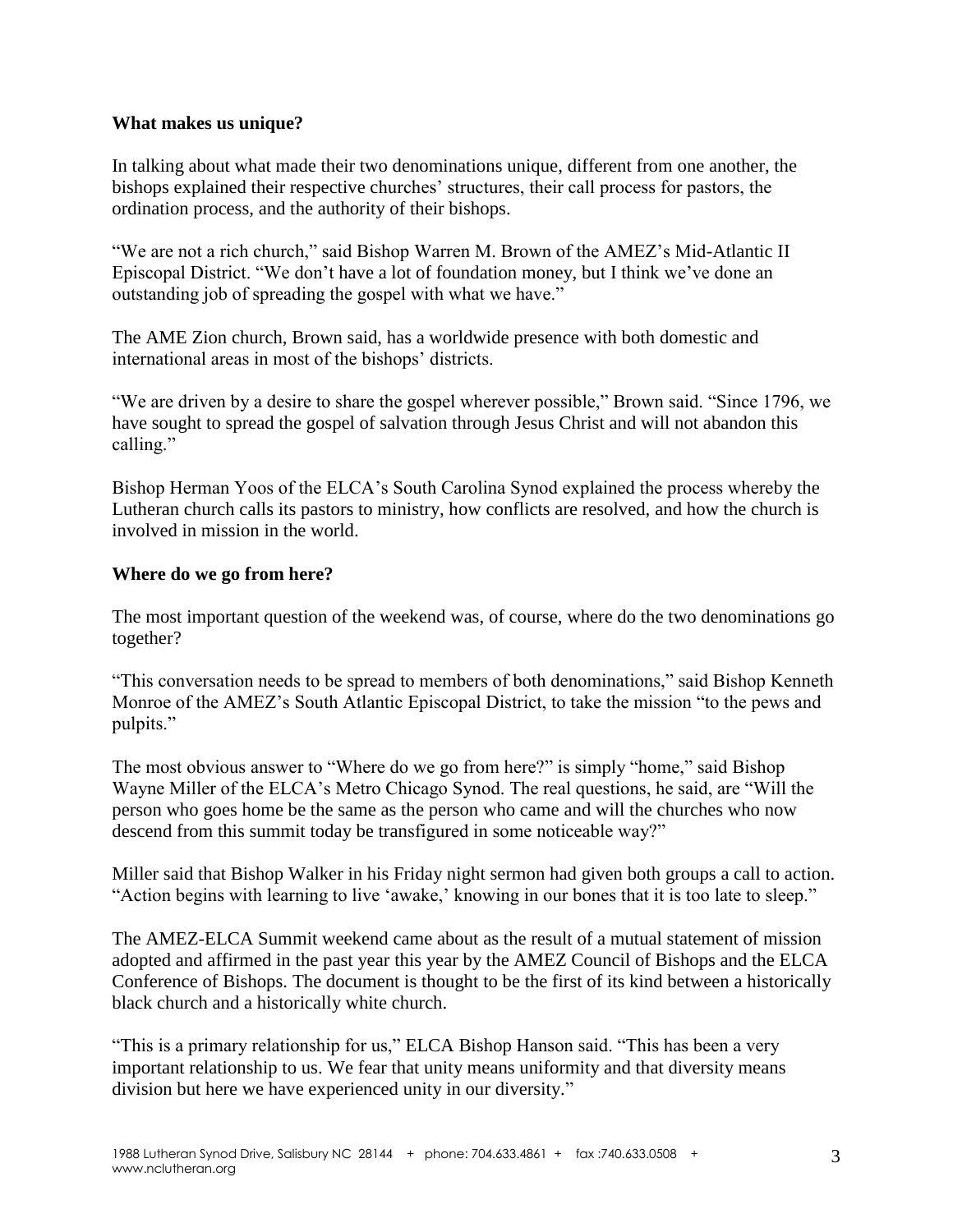### What makes us unique?

In talking about what made their two denominations unique, different from one another, the bishops explained their respective churches' structures, their call process for pastors, the ordination process, and the authority of their bishops.

"We are not a rich church," said Bishop Warren M. Brown of the AMEZ's Mid-Atlantic II Episcopal District. "We don't have a lot of foundation money, but I think we've done an outstanding job of spreading the gospel with what we have."

The AME Zion church, Brown said, has a worldwide presence with both domestic and international areas in most of the bishops' districts.

"We are driven by a desire to share the gospel wherever possible," Brown said. "Since 1796, we have sought to spread the gospel of salvation through Jesus Christ and will not abandon this calling."

Bishop Herman Yoos of the ELCA's South Carolina Synod explained the process whereby the Lutheran church calls its pastors to ministry, how conflicts are resolved, and how the church is involved in mission in the world.

### Where do we go from here?

The most important question of the weekend was, of course, where do the two denominations go together?

"This conversation needs to be spread to members of both denominations," said Bishop Kenneth Monroe of the AMEZ's South Atlantic Episcopal District, to take the mission "to the pews and pulpits."

The most obvious answer to "Where do we go from here?" is simply "home," said Bishop Wayne Miller of the ELCA's Metro Chicago Synod. The real questions, he said, are "Will the person who goes home be the same as the person who came and will the churches who now descend from this summit today be transfigured in some noticeable way?"

Miller said that Bishop Walker in his Friday night sermon had given both groups a call to action. "Action begins with learning to live 'awake,' knowing in our bones that it is too late to sleep."

The AMEZ-ELCA Summit weekend came about as the result of a mutual statement of mission adopted and affirmed in the past year this year by the AMEZ Council of Bishops and the ELCA Conference of Bishops. The document is thought to be the first of its kind between a historically black church and a historically white church.

"This is a primary relationship for us," ELCA Bishop Hanson said. "This has been a very important relationship to us. We fear that unity means uniformity and that diversity means division but here we have experienced unity in our diversity."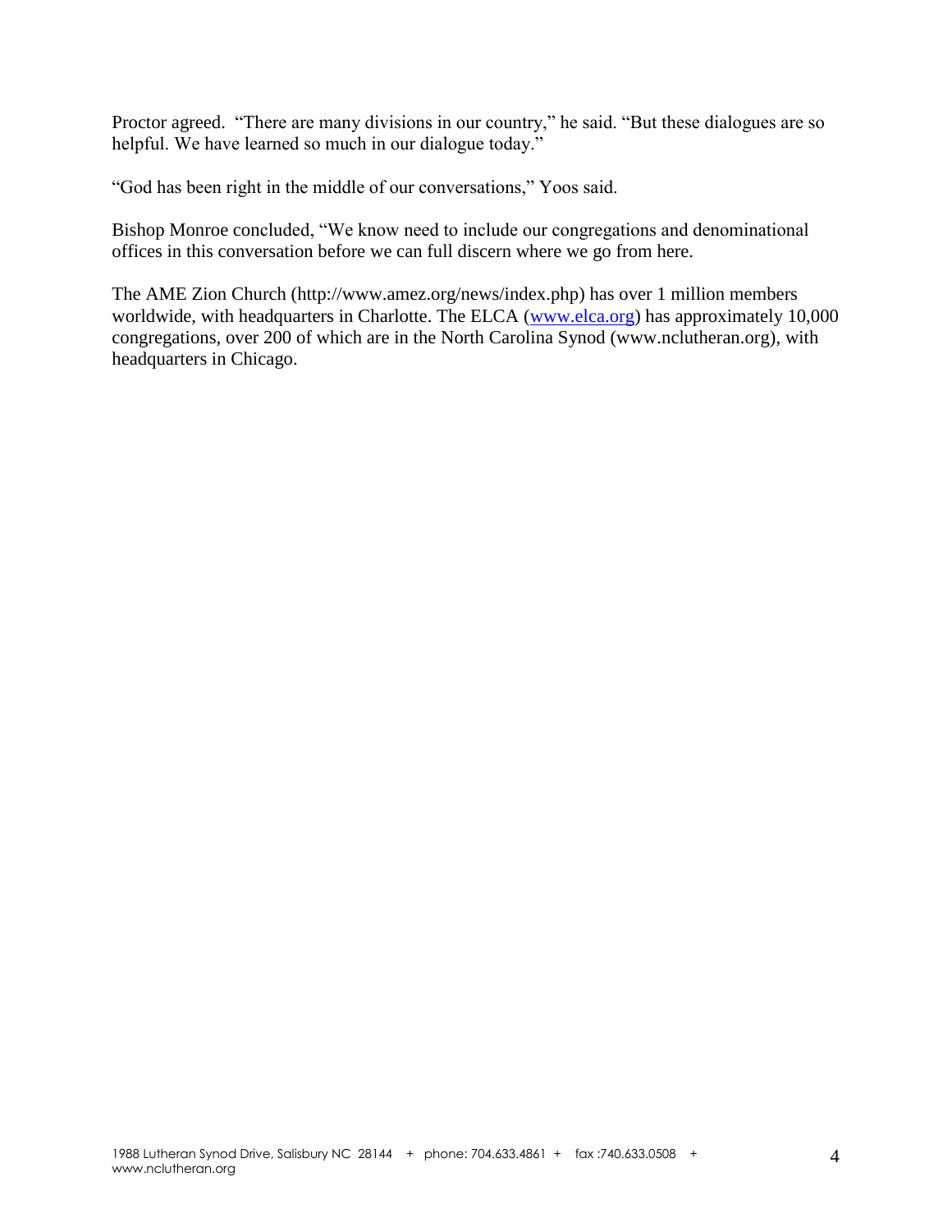Proctor agreed. "There are many divisions in our country," he said. "But these dialogues are so helpful. We have learned so much in our dialogue today."

"God has been right in the middle of our conversations," Yoos said.

Bishop Monroe concluded, "We know need to include our congregations and denominational offices in this conversation before we can full discern where we go from here.

The AME Zion Church (http://www.amez.org/news/index.php) has over 1 million members worldwide, with headquarters in Charlotte. The ELCA (www.elca.org) has approximately 10,000 congregations, over 200 of which are in the North Carolina Synod (www.nclutheran.org), with headquarters in Chicago.